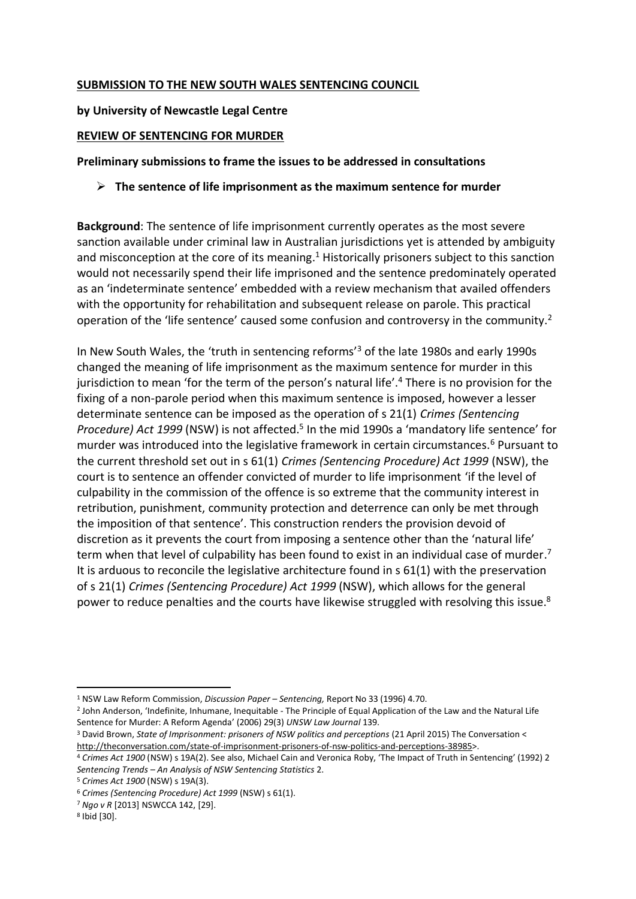**SUBMISSION TO THE NEW SOUTH WALES SENTENCING COUNCIL**

**by University of Newcastle Legal Centre**

**REVIEW OF SENTENCING FOR MURDER**

**Preliminary submissions to frame the issues to be addressed in consultations**

- **The sentence of life imprisonment as the maximum sentence for murder**

**Background**: The sentence of life imprisonment currently operates as the most severe sanction available under criminal law in Australian jurisdictions yet is attended by ambiguity and misconception at the core of its meaning.[1] Historically prisoners subject to this sanction would not necessarily spend their life imprisoned and the sentence predominately operated as an 'indeterminate sentence' embedded with a review mechanism that availed offenders with the opportunity for rehabilitation and subsequent release on parole. This practical operation of the 'life sentence' caused some confusion and controversy in the community.[2]

In New South Wales, the 'truth in sentencing reforms'[3] of the late 1980s and early 1990s changed the meaning of life imprisonment as the maximum sentence for murder in this jurisdiction to mean 'for the term of the person's natural life'.[4] There is no provision for the fixing of a non-parole period when this maximum sentence is imposed, however a lesser determinate sentence can be imposed as the operation of s 21(1) *Crimes (Sentencing Procedure) Act 1999* (NSW) is not affected.[5] In the mid 1990s a 'mandatory life sentence' for murder was introduced into the legislative framework in certain circumstances.[6] Pursuant to the current threshold set out in s 61(1) *Crimes (Sentencing Procedure) Act 1999* (NSW), the court is to sentence an offender convicted of murder to life imprisonment 'if the level of culpability in the commission of the offence is so extreme that the community interest in retribution, punishment, community protection and deterrence can only be met through the imposition of that sentence'. This construction renders the provision devoid of discretion as it prevents the court from imposing a sentence other than the 'natural life' term when that level of culpability has been found to exist in an individual case of murder.[7] It is arduous to reconcile the legislative architecture found in s 61(1) with the preservation of s 21(1) *Crimes (Sentencing Procedure) Act 1999* (NSW), which allows for the general power to reduce penalties and the courts have likewise struggled with resolving this issue.[8]

---

[1] NSW Law Reform Commission, *Discussion Paper – Sentencing,* Report No 33 (1996) 4.70.

[2] John Anderson, 'Indefinite, Inhumane, Inequitable - The Principle of Equal Application of the Law and the Natural Life Sentence for Murder: A Reform Agenda' (2006) 29(3) *UNSW Law Journal* 139.

[3] David Brown, *State of Imprisonment: prisoners of NSW politics and perceptions* (21 April 2015) The Conversation < http://theconversation.com/state-of-imprisonment-prisoners-of-nsw-politics-and-perceptions-38985>.

[4] *Crimes Act 1900* (NSW) s 19A(2). See also, Michael Cain and Veronica Roby, 'The Impact of Truth in Sentencing' (1992) 2 *Sentencing Trends – An Analysis of NSW Sentencing Statistics* 2.

[5] *Crimes Act 1900* (NSW) s 19A(3).

[6] *Crimes (Sentencing Procedure) Act 1999* (NSW) s 61(1).

[7] *Ngo v R* [2013] NSWCCA 142, [29].

[8] Ibid [30].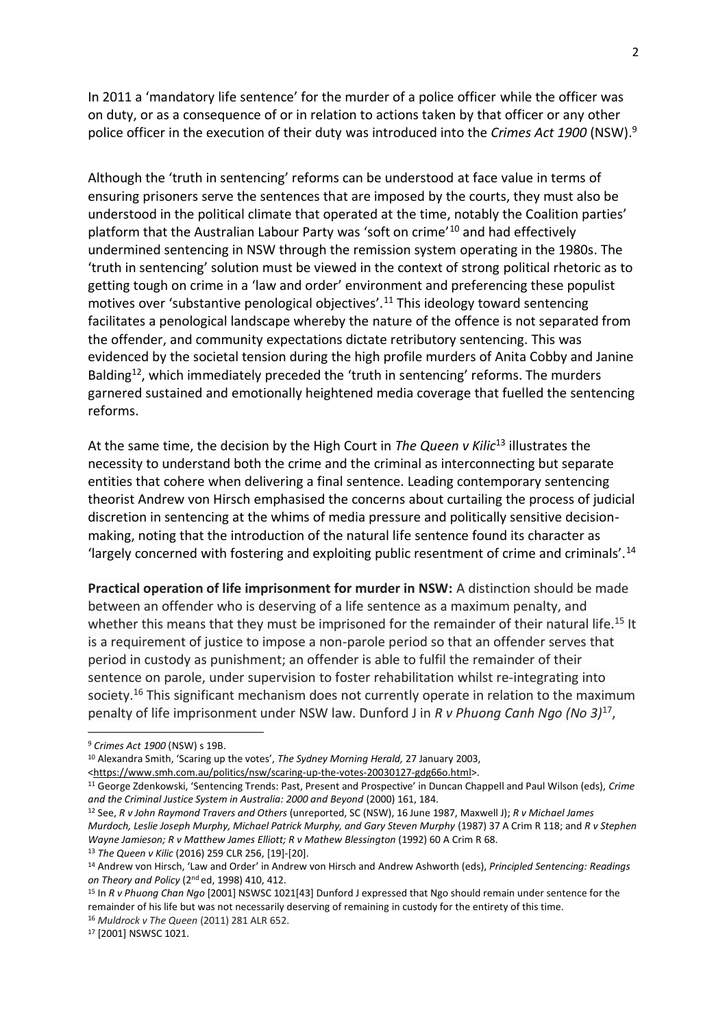In 2011 a 'mandatory life sentence' for the murder of a police officer while the officer was on duty, or as a consequence of or in relation to actions taken by that officer or any other police officer in the execution of their duty was introduced into the *Crimes Act 1900* (NSW).[9]

Although the 'truth in sentencing' reforms can be understood at face value in terms of ensuring prisoners serve the sentences that are imposed by the courts, they must also be understood in the political climate that operated at the time, notably the Coalition parties' platform that the Australian Labour Party was 'soft on crime'[10] and had effectively undermined sentencing in NSW through the remission system operating in the 1980s. The 'truth in sentencing' solution must be viewed in the context of strong political rhetoric as to getting tough on crime in a 'law and order' environment and preferencing these populist motives over 'substantive penological objectives'.[11] This ideology toward sentencing facilitates a penological landscape whereby the nature of the offence is not separated from the offender, and community expectations dictate retributory sentencing. This was evidenced by the societal tension during the high profile murders of Anita Cobby and Janine Balding[12], which immediately preceded the 'truth in sentencing' reforms. The murders garnered sustained and emotionally heightened media coverage that fuelled the sentencing reforms.

At the same time, the decision by the High Court in *The Queen v Kilic*[13] illustrates the necessity to understand both the crime and the criminal as interconnecting but separate entities that cohere when delivering a final sentence. Leading contemporary sentencing theorist Andrew von Hirsch emphasised the concerns about curtailing the process of judicial discretion in sentencing at the whims of media pressure and politically sensitive decision-making, noting that the introduction of the natural life sentence found its character as 'largely concerned with fostering and exploiting public resentment of crime and criminals'.[14]

**Practical operation of life imprisonment for murder in NSW:** A distinction should be made between an offender who is deserving of a life sentence as a maximum penalty, and whether this means that they must be imprisoned for the remainder of their natural life.[15] It is a requirement of justice to impose a non-parole period so that an offender serves that period in custody as punishment; an offender is able to fulfil the remainder of their sentence on parole, under supervision to foster rehabilitation whilst re-integrating into society.[16] This significant mechanism does not currently operate in relation to the maximum penalty of life imprisonment under NSW law. Dunford J in *R v Phuong Canh Ngo (No 3)*[17],

---

[9] *Crimes Act 1900* (NSW) s 19B.

[10] Alexandra Smith, 'Scaring up the votes', *The Sydney Morning Herald,* 27 January 2003, <https://www.smh.com.au/politics/nsw/scaring-up-the-votes-20030127-gdg66o.html>.

[11] George Zdenkowski, 'Sentencing Trends: Past, Present and Prospective' in Duncan Chappell and Paul Wilson (eds), *Crime and the Criminal Justice System in Australia: 2000 and Beyond* (2000) 161, 184.

[12] See, *R v John Raymond Travers and Others* (unreported, SC (NSW), 16 June 1987, Maxwell J); *R v Michael James Murdoch, Leslie Joseph Murphy, Michael Patrick Murphy, and Gary Steven Murphy* (1987) 37 A Crim R 118; and *R v Stephen Wayne Jamieson; R v Matthew James Elliott; R v Mathew Blessington* (1992) 60 A Crim R 68.

[13] *The Queen v Kilic* (2016) 259 CLR 256, [19]-[20].

[14] Andrew von Hirsch, 'Law and Order' in Andrew von Hirsch and Andrew Ashworth (eds), *Principled Sentencing: Readings on Theory and Policy* (2nd ed, 1998) 410, 412.

[15] In *R v Phuong Chan Ngo* [2001] NSWSC 1021[43] Dunford J expressed that Ngo should remain under sentence for the remainder of his life but was not necessarily deserving of remaining in custody for the entirety of this time.

[16] *Muldrock v The Queen* (2011) 281 ALR 652.

[17] [2001] NSWSC 1021.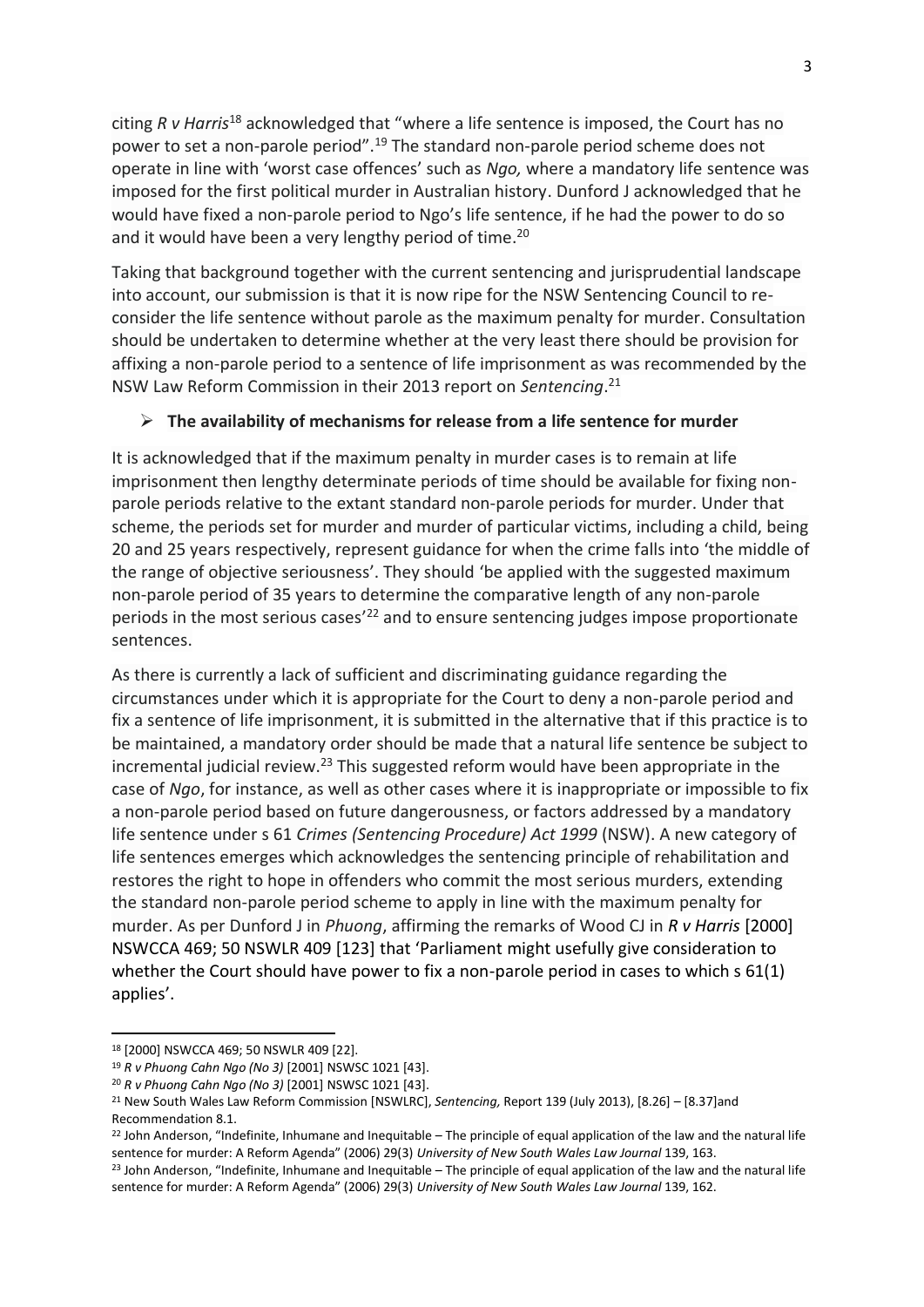citing *R v Harris*[18] acknowledged that "where a life sentence is imposed, the Court has no power to set a non-parole period".[19] The standard non-parole period scheme does not operate in line with 'worst case offences' such as *Ngo,* where a mandatory life sentence was imposed for the first political murder in Australian history. Dunford J acknowledged that he would have fixed a non-parole period to Ngo's life sentence, if he had the power to do so and it would have been a very lengthy period of time.[20]

Taking that background together with the current sentencing and jurisprudential landscape into account, our submission is that it is now ripe for the NSW Sentencing Council to re-consider the life sentence without parole as the maximum penalty for murder. Consultation should be undertaken to determine whether at the very least there should be provision for affixing a non-parole period to a sentence of life imprisonment as was recommended by the NSW Law Reform Commission in their 2013 report on *Sentencing*.[21]

- **The availability of mechanisms for release from a life sentence for murder**

It is acknowledged that if the maximum penalty in murder cases is to remain at life imprisonment then lengthy determinate periods of time should be available for fixing non-parole periods relative to the extant standard non-parole periods for murder. Under that scheme, the periods set for murder and murder of particular victims, including a child, being 20 and 25 years respectively, represent guidance for when the crime falls into 'the middle of the range of objective seriousness'. They should 'be applied with the suggested maximum non-parole period of 35 years to determine the comparative length of any non-parole periods in the most serious cases'[22] and to ensure sentencing judges impose proportionate sentences.

As there is currently a lack of sufficient and discriminating guidance regarding the circumstances under which it is appropriate for the Court to deny a non-parole period and fix a sentence of life imprisonment, it is submitted in the alternative that if this practice is to be maintained, a mandatory order should be made that a natural life sentence be subject to incremental judicial review.[23] This suggested reform would have been appropriate in the case of *Ngo*, for instance, as well as other cases where it is inappropriate or impossible to fix a non-parole period based on future dangerousness, or factors addressed by a mandatory life sentence under s 61 *Crimes (Sentencing Procedure) Act 1999* (NSW). A new category of life sentences emerges which acknowledges the sentencing principle of rehabilitation and restores the right to hope in offenders who commit the most serious murders, extending the standard non-parole period scheme to apply in line with the maximum penalty for murder. As per Dunford J in *Phuong*, affirming the remarks of Wood CJ in *R v Harris* [2000] NSWCCA 469; 50 NSWLR 409 [123] that 'Parliament might usefully give consideration to whether the Court should have power to fix a non-parole period in cases to which s 61(1) applies'.

---

[18] [2000] NSWCCA 469; 50 NSWLR 409 [22].

[19] *R v Phuong Cahn Ngo (No 3)* [2001] NSWSC 1021 [43].

[20] *R v Phuong Cahn Ngo (No 3)* [2001] NSWSC 1021 [43].

[21] New South Wales Law Reform Commission [NSWLRC], *Sentencing,* Report 139 (July 2013), [8.26] – [8.37]and Recommendation 8.1.

[22] John Anderson, "Indefinite, Inhumane and Inequitable – The principle of equal application of the law and the natural life sentence for murder: A Reform Agenda" (2006) 29(3) *University of New South Wales Law Journal* 139, 163.

[23] John Anderson, "Indefinite, Inhumane and Inequitable – The principle of equal application of the law and the natural life sentence for murder: A Reform Agenda" (2006) 29(3) *University of New South Wales Law Journal* 139, 162.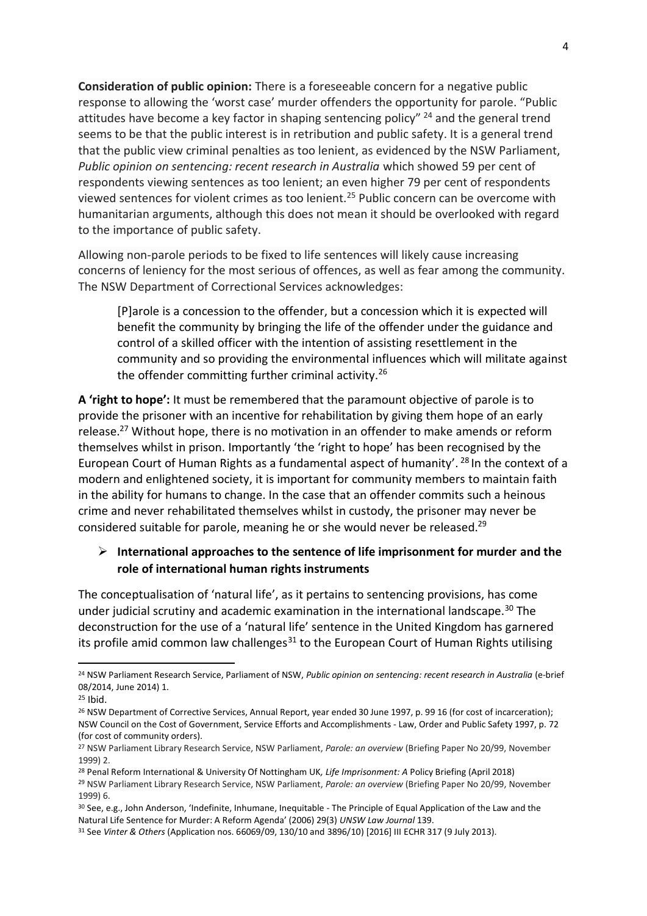**Consideration of public opinion:** There is a foreseeable concern for a negative public response to allowing the 'worst case' murder offenders the opportunity for parole. "Public attitudes have become a key factor in shaping sentencing policy" [24] and the general trend seems to be that the public interest is in retribution and public safety. It is a general trend that the public view criminal penalties as too lenient, as evidenced by the NSW Parliament, *Public opinion on sentencing: recent research in Australia* which showed 59 per cent of respondents viewing sentences as too lenient; an even higher 79 per cent of respondents viewed sentences for violent crimes as too lenient.[25] Public concern can be overcome with humanitarian arguments, although this does not mean it should be overlooked with regard to the importance of public safety.

Allowing non-parole periods to be fixed to life sentences will likely cause increasing concerns of leniency for the most serious of offences, as well as fear among the community. The NSW Department of Correctional Services acknowledges:

> [P]arole is a concession to the offender, but a concession which it is expected will benefit the community by bringing the life of the offender under the guidance and control of a skilled officer with the intention of assisting resettlement in the community and so providing the environmental influences which will militate against the offender committing further criminal activity.[26]

**A 'right to hope':** It must be remembered that the paramount objective of parole is to provide the prisoner with an incentive for rehabilitation by giving them hope of an early release.[27] Without hope, there is no motivation in an offender to make amends or reform themselves whilst in prison. Importantly 'the 'right to hope' has been recognised by the European Court of Human Rights as a fundamental aspect of humanity'. [28] In the context of a modern and enlightened society, it is important for community members to maintain faith in the ability for humans to change. In the case that an offender commits such a heinous crime and never rehabilitated themselves whilst in custody, the prisoner may never be considered suitable for parole, meaning he or she would never be released.[29]

- **International approaches to the sentence of life imprisonment for murder and the role of international human rights instruments**

The conceptualisation of 'natural life', as it pertains to sentencing provisions, has come under judicial scrutiny and academic examination in the international landscape.[30] The deconstruction for the use of a 'natural life' sentence in the United Kingdom has garnered its profile amid common law challenges[31] to the European Court of Human Rights utilising

---

[24] NSW Parliament Research Service, Parliament of NSW, *Public opinion on sentencing: recent research in Australia* (e-brief 08/2014, June 2014) 1.

[25] Ibid.

[26] NSW Department of Corrective Services, Annual Report, year ended 30 June 1997, p. 99 16 (for cost of incarceration); NSW Council on the Cost of Government, Service Efforts and Accomplishments - Law, Order and Public Safety 1997, p. 72 (for cost of community orders).

[27] NSW Parliament Library Research Service, NSW Parliament, *Parole: an overview* (Briefing Paper No 20/99, November 1999) 2.

[28] Penal Reform International & University Of Nottingham UK, *Life Imprisonment: A* Policy Briefing (April 2018)

[29] NSW Parliament Library Research Service, NSW Parliament, *Parole: an overview* (Briefing Paper No 20/99, November 1999) 6.

[30] See, e.g., John Anderson, 'Indefinite, Inhumane, Inequitable - The Principle of Equal Application of the Law and the Natural Life Sentence for Murder: A Reform Agenda' (2006) 29(3) *UNSW Law Journal* 139.

[31] See *Vinter & Others* (Application nos. 66069/09, 130/10 and 3896/10) [2016] III ECHR 317 (9 July 2013).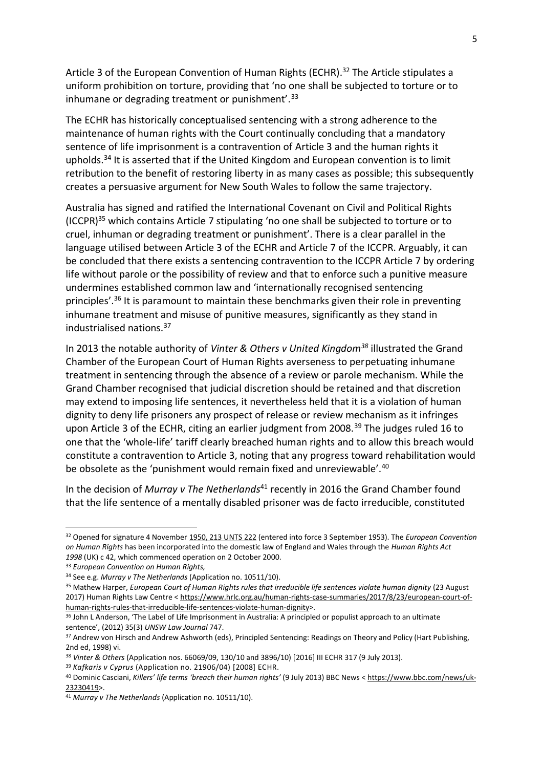Article 3 of the European Convention of Human Rights (ECHR).[32] The Article stipulates a uniform prohibition on torture, providing that 'no one shall be subjected to torture or to inhumane or degrading treatment or punishment'.[33]

The ECHR has historically conceptualised sentencing with a strong adherence to the maintenance of human rights with the Court continually concluding that a mandatory sentence of life imprisonment is a contravention of Article 3 and the human rights it upholds.[34] It is asserted that if the United Kingdom and European convention is to limit retribution to the benefit of restoring liberty in as many cases as possible; this subsequently creates a persuasive argument for New South Wales to follow the same trajectory.

Australia has signed and ratified the International Covenant on Civil and Political Rights (ICCPR)[35] which contains Article 7 stipulating 'no one shall be subjected to torture or to cruel, inhuman or degrading treatment or punishment'. There is a clear parallel in the language utilised between Article 3 of the ECHR and Article 7 of the ICCPR. Arguably, it can be concluded that there exists a sentencing contravention to the ICCPR Article 7 by ordering life without parole or the possibility of review and that to enforce such a punitive measure undermines established common law and 'internationally recognised sentencing principles'.[36] It is paramount to maintain these benchmarks given their role in preventing inhumane treatment and misuse of punitive measures, significantly as they stand in industrialised nations.[37]

In 2013 the notable authority of *Vinter & Others v United Kingdom*[38] illustrated the Grand Chamber of the European Court of Human Rights averseness to perpetuating inhumane treatment in sentencing through the absence of a review or parole mechanism. While the Grand Chamber recognised that judicial discretion should be retained and that discretion may extend to imposing life sentences, it nevertheless held that it is a violation of human dignity to deny life prisoners any prospect of release or review mechanism as it infringes upon Article 3 of the ECHR, citing an earlier judgment from 2008.[39] The judges ruled 16 to one that the 'whole-life' tariff clearly breached human rights and to allow this breach would constitute a contravention to Article 3, noting that any progress toward rehabilitation would be obsolete as the 'punishment would remain fixed and unreviewable'.[40]

In the decision of *Murray v The Netherlands*[41] recently in 2016 the Grand Chamber found that the life sentence of a mentally disabled prisoner was de facto irreducible, constituted

---

[32] Opened for signature 4 November 1950, 213 UNTS 222 (entered into force 3 September 1953). The *European Convention on Human Rights* has been incorporated into the domestic law of England and Wales through the *Human Rights Act 1998* (UK) c 42, which commenced operation on 2 October 2000.

[33] *European Convention on Human Rights,*

[34] See e.g. *Murray v The Netherlands* (Application no. 10511/10).

[35] Mathew Harper, *European Court of Human Rights rules that irreducible life sentences violate human dignity* (23 August 2017) Human Rights Law Centre < https://www.hrlc.org.au/human-rights-case-summaries/2017/8/23/european-court-of-human-rights-rules-that-irreducible-life-sentences-violate-human-dignity>.

[36] John L Anderson, 'The Label of Life Imprisonment in Australia: A principled or populist approach to an ultimate sentence', (2012) 35(3) *UNSW Law Journal* 747.

[37] Andrew von Hirsch and Andrew Ashworth (eds), Principled Sentencing: Readings on Theory and Policy (Hart Publishing, 2nd ed, 1998) vi.

[38] *Vinter & Others* (Application nos. 66069/09, 130/10 and 3896/10) [2016] III ECHR 317 (9 July 2013).

[39] *Kafkaris v Cyprus* (Application no. 21906/04) [2008] ECHR.

[40] Dominic Casciani, *Killers' life terms 'breach their human rights'* (9 July 2013) BBC News < https://www.bbc.com/news/uk-23230419>.

[41] *Murray v The Netherlands* (Application no. 10511/10).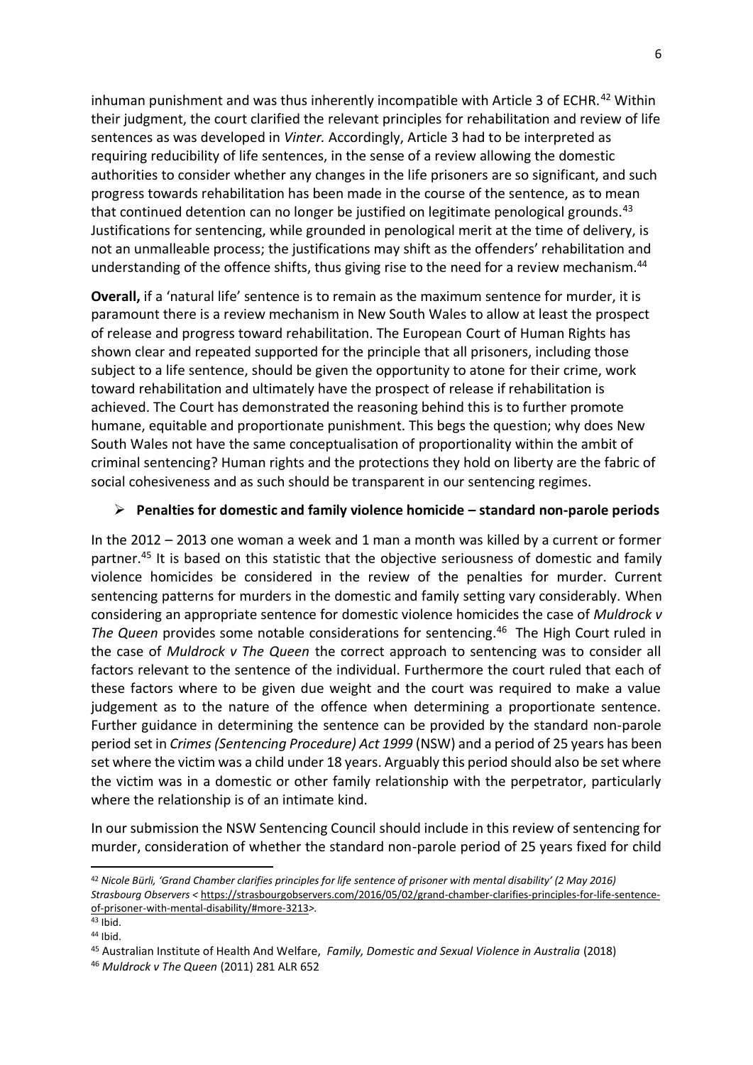inhuman punishment and was thus inherently incompatible with Article 3 of ECHR.[42] Within their judgment, the court clarified the relevant principles for rehabilitation and review of life sentences as was developed in *Vinter.* Accordingly, Article 3 had to be interpreted as requiring reducibility of life sentences, in the sense of a review allowing the domestic authorities to consider whether any changes in the life prisoners are so significant, and such progress towards rehabilitation has been made in the course of the sentence, as to mean that continued detention can no longer be justified on legitimate penological grounds.[43] Justifications for sentencing, while grounded in penological merit at the time of delivery, is not an unmalleable process; the justifications may shift as the offenders' rehabilitation and understanding of the offence shifts, thus giving rise to the need for a review mechanism.[44]

**Overall,** if a 'natural life' sentence is to remain as the maximum sentence for murder, it is paramount there is a review mechanism in New South Wales to allow at least the prospect of release and progress toward rehabilitation. The European Court of Human Rights has shown clear and repeated supported for the principle that all prisoners, including those subject to a life sentence, should be given the opportunity to atone for their crime, work toward rehabilitation and ultimately have the prospect of release if rehabilitation is achieved. The Court has demonstrated the reasoning behind this is to further promote humane, equitable and proportionate punishment. This begs the question; why does New South Wales not have the same conceptualisation of proportionality within the ambit of criminal sentencing? Human rights and the protections they hold on liberty are the fabric of social cohesiveness and as such should be transparent in our sentencing regimes.

- **Penalties for domestic and family violence homicide – standard non-parole periods**

In the 2012 – 2013 one woman a week and 1 man a month was killed by a current or former partner.[45] It is based on this statistic that the objective seriousness of domestic and family violence homicides be considered in the review of the penalties for murder. Current sentencing patterns for murders in the domestic and family setting vary considerably. When considering an appropriate sentence for domestic violence homicides the case of *Muldrock v The Queen* provides some notable considerations for sentencing.[46] The High Court ruled in the case of *Muldrock v The Queen* the correct approach to sentencing was to consider all factors relevant to the sentence of the individual. Furthermore the court ruled that each of these factors where to be given due weight and the court was required to make a value judgement as to the nature of the offence when determining a proportionate sentence. Further guidance in determining the sentence can be provided by the standard non-parole period set in *Crimes (Sentencing Procedure) Act 1999* (NSW) and a period of 25 years has been set where the victim was a child under 18 years. Arguably this period should also be set where the victim was in a domestic or other family relationship with the perpetrator, particularly where the relationship is of an intimate kind.

In our submission the NSW Sentencing Council should include in this review of sentencing for murder, consideration of whether the standard non-parole period of 25 years fixed for child

---

[42] *Nicole Bürli, 'Grand Chamber clarifies principles for life sentence of prisoner with mental disability' (2 May 2016) Strasbourg Observers* < https://strasbourgobservers.com/2016/05/02/grand-chamber-clarifies-principles-for-life-sentence-of-prisoner-with-mental-disability/#more-3213>.

[43] Ibid.

[44] Ibid.

[45] Australian Institute of Health And Welfare, *Family, Domestic and Sexual Violence in Australia* (2018)

[46] *Muldrock v The Queen* (2011) 281 ALR 652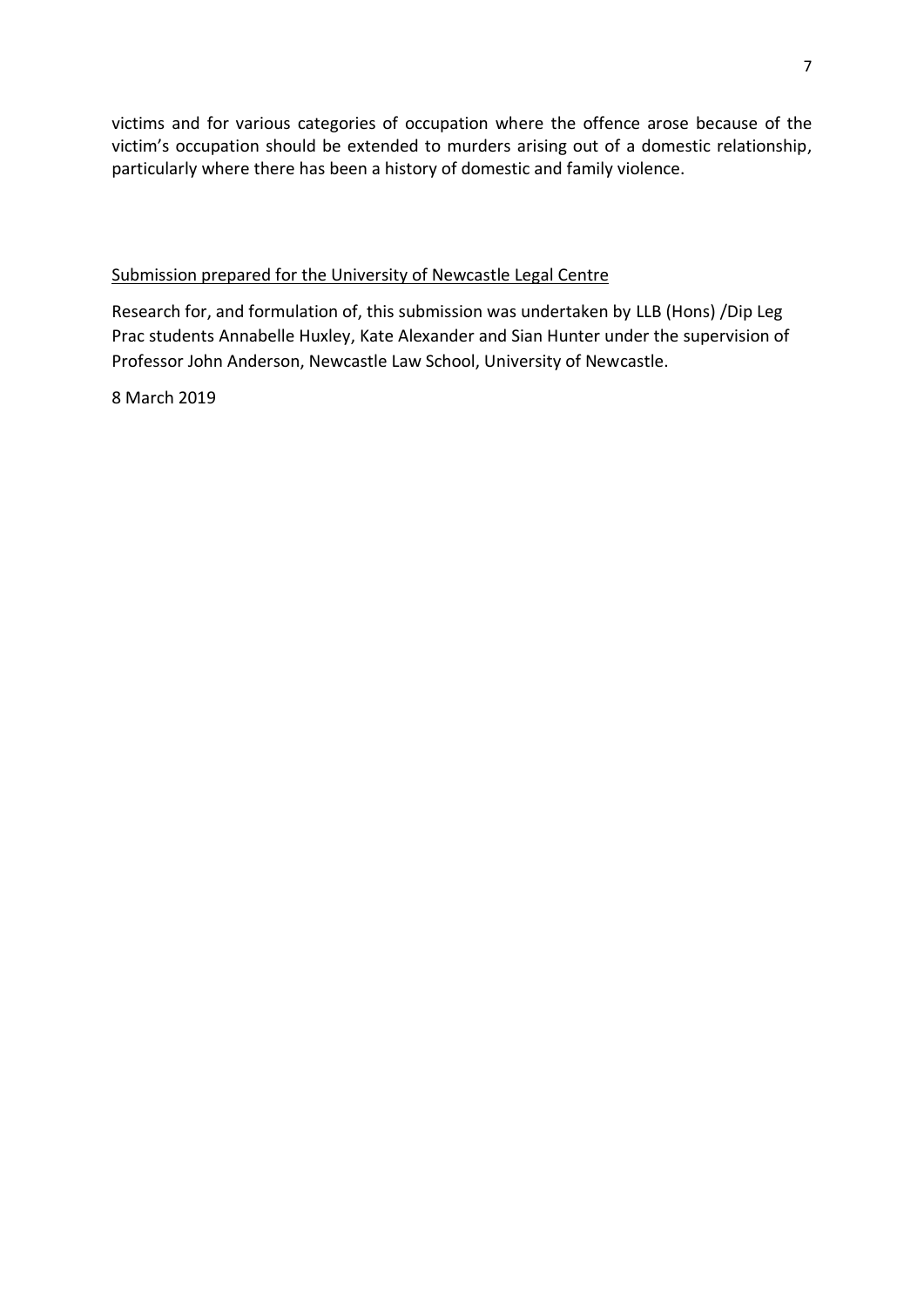victims and for various categories of occupation where the offence arose because of the victim's occupation should be extended to murders arising out of a domestic relationship, particularly where there has been a history of domestic and family violence.

<u>Submission prepared for the University of Newcastle Legal Centre</u>

Research for, and formulation of, this submission was undertaken by LLB (Hons) /Dip Leg Prac students Annabelle Huxley, Kate Alexander and Sian Hunter under the supervision of Professor John Anderson, Newcastle Law School, University of Newcastle.

8 March 2019